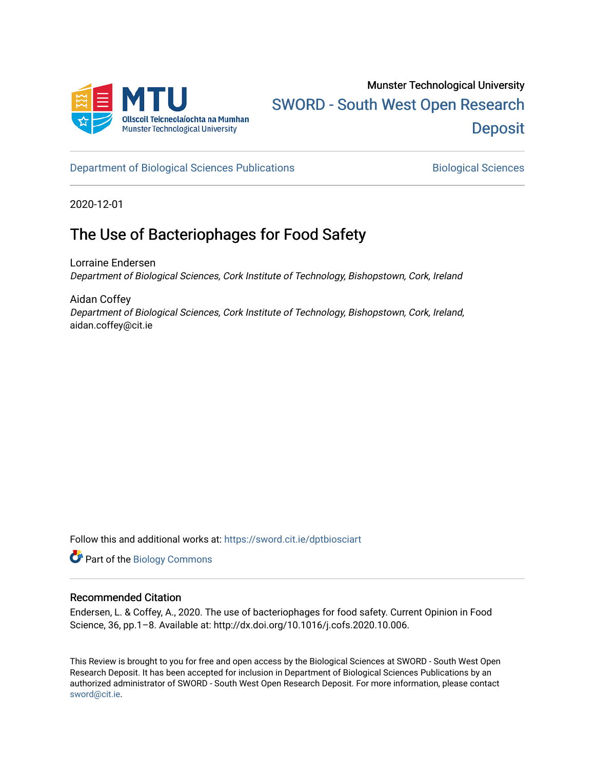Munster Technological University

SWORD - South West Open Research Deposit

Department of Biological Sciences Publications | Biological Sciences

2020-12-01

# The Use of Bacteriophages for Food Safety

Lorraine Endersen
*Department of Biological Sciences, Cork Institute of Technology, Bishopstown, Cork, Ireland*

Aidan Coffey
*Department of Biological Sciences, Cork Institute of Technology, Bishopstown, Cork, Ireland*, aidan.coffey@cit.ie

Follow this and additional works at: https://sword.cit.ie/dptbiosciart

Part of the Biology Commons

### Recommended Citation

Endersen, L. & Coffey, A., 2020. The use of bacteriophages for food safety. Current Opinion in Food Science, 36, pp.1–8. Available at: http://dx.doi.org/10.1016/j.cofs.2020.10.006.

This Review is brought to you for free and open access by the Biological Sciences at SWORD - South West Open Research Deposit. It has been accepted for inclusion in Department of Biological Sciences Publications by an authorized administrator of SWORD - South West Open Research Deposit. For more information, please contact sword@cit.ie.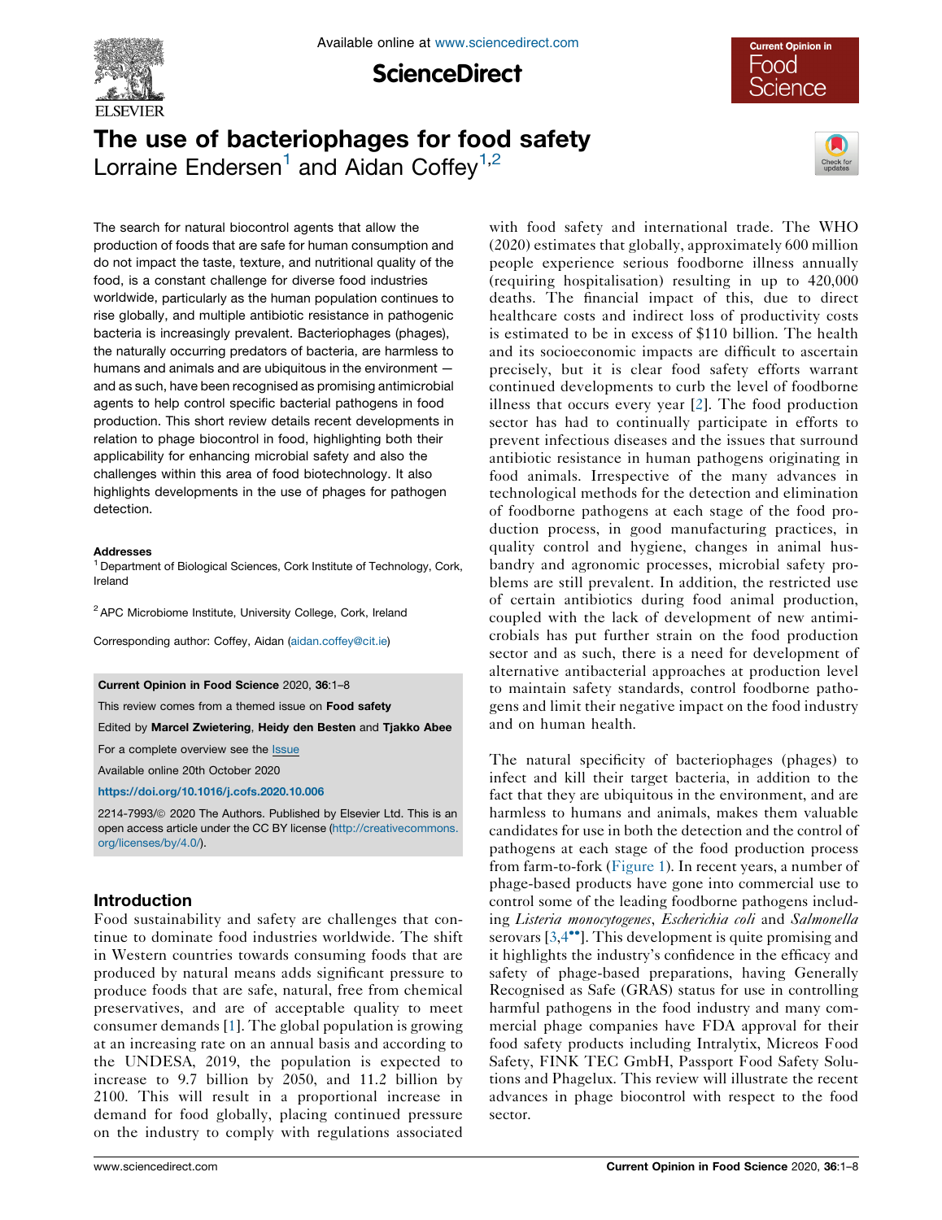# The use of bacteriophages for food safety

Lorraine Endersen[1] and Aidan Coffey[1,2]

The search for natural biocontrol agents that allow the production of foods that are safe for human consumption and do not impact the taste, texture, and nutritional quality of the food, is a constant challenge for diverse food industries worldwide, particularly as the human population continues to rise globally, and multiple antibiotic resistance in pathogenic bacteria is increasingly prevalent. Bacteriophages (phages), the naturally occurring predators of bacteria, are harmless to humans and animals and are ubiquitous in the environment — and as such, have been recognised as promising antimicrobial agents to help control specific bacterial pathogens in food production. This short review details recent developments in relation to phage biocontrol in food, highlighting both their applicability for enhancing microbial safety and also the challenges within this area of food biotechnology. It also highlights developments in the use of phages for pathogen detection.

**Addresses**

[1] Department of Biological Sciences, Cork Institute of Technology, Cork, Ireland

[2] APC Microbiome Institute, University College, Cork, Ireland

Corresponding author: Coffey, Aidan (aidan.coffey@cit.ie)

**Current Opinion in Food Science** 2020, **36**:1–8

This review comes from a themed issue on **Food safety**

Edited by **Marcel Zwietering**, **Heidy den Besten** and **Tjakko Abee**

For a complete overview see the Issue

Available online 20th October 2020

https://doi.org/10.1016/j.cofs.2020.10.006

2214-7993/© 2020 The Authors. Published by Elsevier Ltd. This is an open access article under the CC BY license (http://creativecommons.org/licenses/by/4.0/).

## Introduction

Food sustainability and safety are challenges that continue to dominate food industries worldwide. The shift in Western countries towards consuming foods that are produced by natural means adds significant pressure to produce foods that are safe, natural, free from chemical preservatives, and are of acceptable quality to meet consumer demands [1]. The global population is growing at an increasing rate on an annual basis and according to the UNDESA, 2019, the population is expected to increase to 9.7 billion by 2050, and 11.2 billion by 2100. This will result in a proportional increase in demand for food globally, placing continued pressure on the industry to comply with regulations associated with food safety and international trade. The WHO (2020) estimates that globally, approximately 600 million people experience serious foodborne illness annually (requiring hospitalisation) resulting in up to 420,000 deaths. The financial impact of this, due to direct healthcare costs and indirect loss of productivity costs is estimated to be in excess of $110 billion. The health and its socioeconomic impacts are difficult to ascertain precisely, but it is clear food safety efforts warrant continued developments to curb the level of foodborne illness that occurs every year [2]. The food production sector has had to continually participate in efforts to prevent infectious diseases and the issues that surround antibiotic resistance in human pathogens originating in food animals. Irrespective of the many advances in technological methods for the detection and elimination of foodborne pathogens at each stage of the food production process, in good manufacturing practices, in quality control and hygiene, changes in animal husbandry and agronomic processes, microbial safety problems are still prevalent. In addition, the restricted use of certain antibiotics during food animal production, coupled with the lack of development of new antimicrobials has put further strain on the food production sector and as such, there is a need for development of alternative antibacterial approaches at production level to maintain safety standards, control foodborne pathogens and limit their negative impact on the food industry and on human health.

The natural specificity of bacteriophages (phages) to infect and kill their target bacteria, in addition to the fact that they are ubiquitous in the environment, and are harmless to humans and animals, makes them valuable candidates for use in both the detection and the control of pathogens at each stage of the food production process from farm-to-fork (Figure 1). In recent years, a number of phage-based products have gone into commercial use to control some of the leading foodborne pathogens including *Listeria monocytogenes*, *Escherichia coli* and *Salmonella* serovars [3,4••]. This development is quite promising and it highlights the industry's confidence in the efficacy and safety of phage-based preparations, having Generally Recognised as Safe (GRAS) status for use in controlling harmful pathogens in the food industry and many commercial phage companies have FDA approval for their food safety products including Intralytix, Micreos Food Safety, FINK TEC GmbH, Passport Food Safety Solutions and Phagelux. This review will illustrate the recent advances in phage biocontrol with respect to the food sector.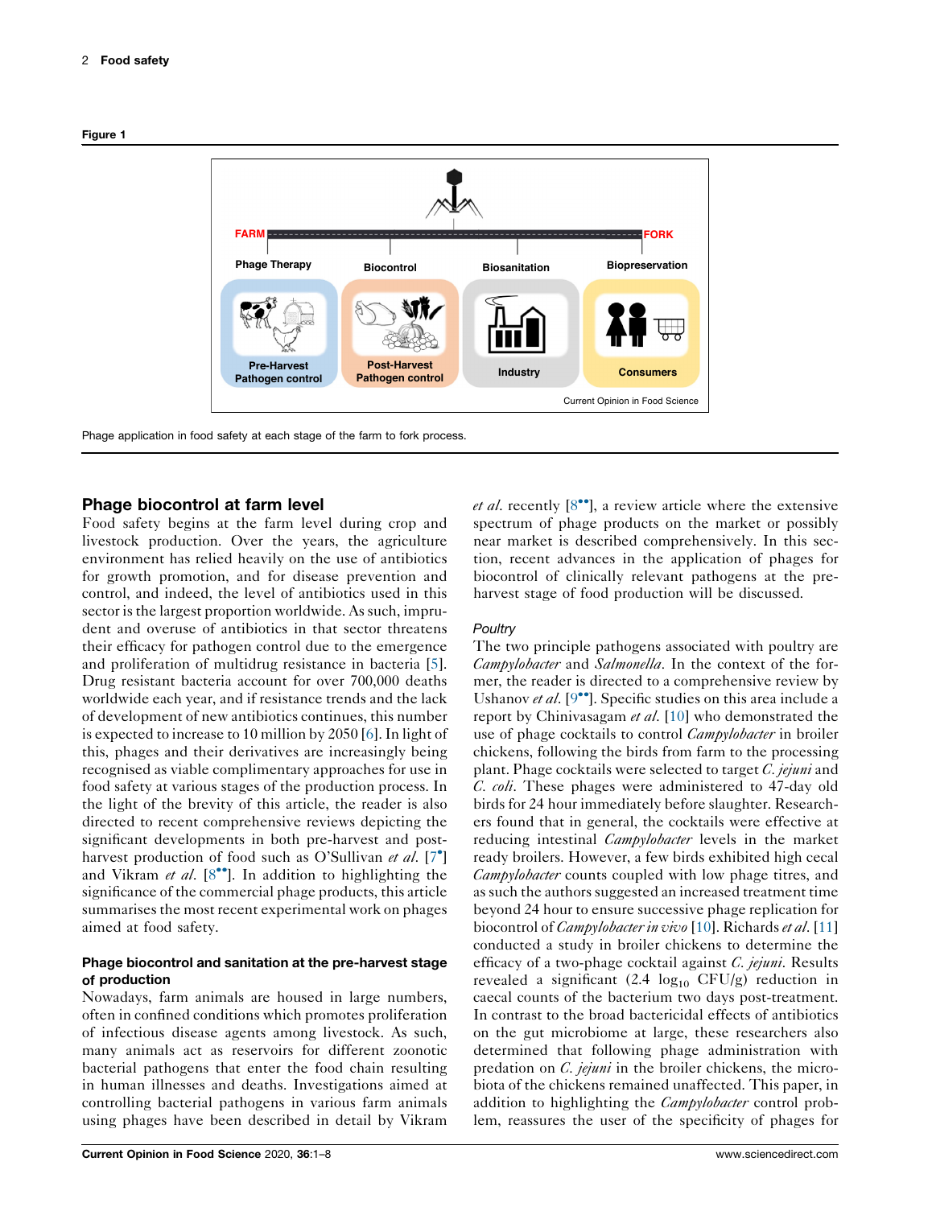Figure 1

Phage application in food safety at each stage of the farm to fork process.

## Phage biocontrol at farm level

Food safety begins at the farm level during crop and livestock production. Over the years, the agriculture environment has relied heavily on the use of antibiotics for growth promotion, and for disease prevention and control, and indeed, the level of antibiotics used in this sector is the largest proportion worldwide. As such, imprudent and overuse of antibiotics in that sector threatens their efficacy for pathogen control due to the emergence and proliferation of multidrug resistance in bacteria [5]. Drug resistant bacteria account for over 700,000 deaths worldwide each year, and if resistance trends and the lack of development of new antibiotics continues, this number is expected to increase to 10 million by 2050 [6]. In light of this, phages and their derivatives are increasingly being recognised as viable complimentary approaches for use in food safety at various stages of the production process. In the light of the brevity of this article, the reader is also directed to recent comprehensive reviews depicting the significant developments in both pre-harvest and post-harvest production of food such as O'Sullivan *et al.* [7•] and Vikram *et al.* [8••]. In addition to highlighting the significance of the commercial phage products, this article summarises the most recent experimental work on phages aimed at food safety.

### Phage biocontrol and sanitation at the pre-harvest stage of production

Nowadays, farm animals are housed in large numbers, often in confined conditions which promotes proliferation of infectious disease agents among livestock. As such, many animals act as reservoirs for different zoonotic bacterial pathogens that enter the food chain resulting in human illnesses and deaths. Investigations aimed at controlling bacterial pathogens in various farm animals using phages have been described in detail by Vikram *et al.* recently [8••], a review article where the extensive spectrum of phage products on the market or possibly near market is described comprehensively. In this section, recent advances in the application of phages for biocontrol of clinically relevant pathogens at the pre-harvest stage of food production will be discussed.

#### *Poultry*

The two principle pathogens associated with poultry are *Campylobacter* and *Salmonella*. In the context of the former, the reader is directed to a comprehensive review by Ushanov *et al.* [9••]. Specific studies on this area include a report by Chinivasagam *et al.* [10] who demonstrated the use of phage cocktails to control *Campylobacter* in broiler chickens, following the birds from farm to the processing plant. Phage cocktails were selected to target *C. jejuni* and *C. coli*. These phages were administered to 47-day old birds for 24 hour immediately before slaughter. Researchers found that in general, the cocktails were effective at reducing intestinal *Campylobacter* levels in the market ready broilers. However, a few birds exhibited high cecal *Campylobacter* counts coupled with low phage titres, and as such the authors suggested an increased treatment time beyond 24 hour to ensure successive phage replication for biocontrol of *Campylobacter in vivo* [10]. Richards *et al.* [11] conducted a study in broiler chickens to determine the efficacy of a two-phage cocktail against *C. jejuni*. Results revealed a significant (2.4 $\log_{10}$ CFU/g) reduction in caecal counts of the bacterium two days post-treatment. In contrast to the broad bactericidal effects of antibiotics on the gut microbiome at large, these researchers also determined that following phage administration with predation on *C. jejuni* in the broiler chickens, the microbiota of the chickens remained unaffected. This paper, in addition to highlighting the *Campylobacter* control problem, reassures the user of the specificity of phages for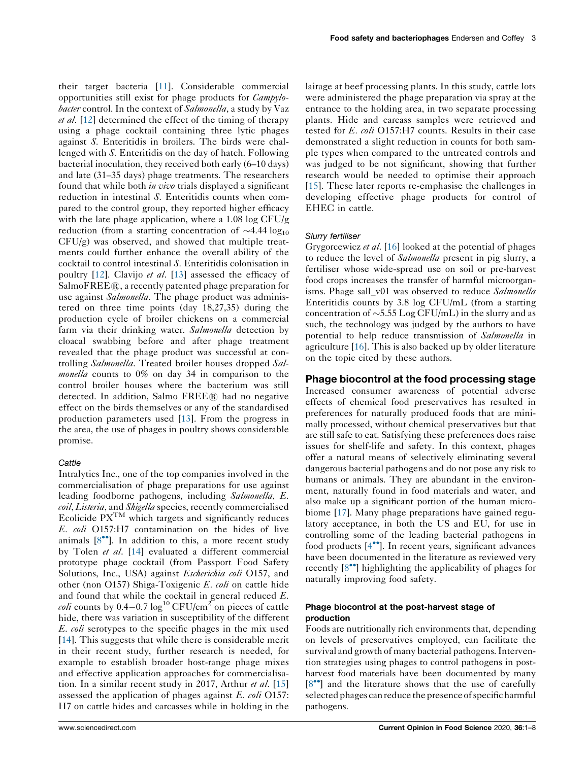their target bacteria [11]. Considerable commercial opportunities still exist for phage products for *Campylobacter* control. In the context of *Salmonella*, a study by Vaz *et al*. [12] determined the effect of the timing of therapy using a phage cocktail containing three lytic phages against *S.* Enteritidis in broilers. The birds were challenged with *S.* Enteritidis on the day of hatch. Following bacterial inoculation, they received both early (6–10 days) and late (31–35 days) phage treatments. The researchers found that while both *in vivo* trials displayed a significant reduction in intestinal *S.* Enteritidis counts when compared to the control group, they reported higher efficacy with the late phage application, where a 1.08 log CFU/g reduction (from a starting concentration of ~4.44 $\log_{10}$ CFU/g) was observed, and showed that multiple treatments could further enhance the overall ability of the cocktail to control intestinal *S.* Enteritidis colonisation in poultry [12]. Clavijo *et al*. [13] assessed the efficacy of SalmoFREE®, a recently patented phage preparation for use against *Salmonella*. The phage product was administered on three time points (day 18,27,35) during the production cycle of broiler chickens on a commercial farm via their drinking water. *Salmonella* detection by cloacal swabbing before and after phage treatment revealed that the phage product was successful at controlling *Salmonella*. Treated broiler houses dropped *Salmonella* counts to 0% on day 34 in comparison to the control broiler houses where the bacterium was still detected. In addition, Salmo FREE® had no negative effect on the birds themselves or any of the standardised production parameters used [13]. From the progress in the area, the use of phages in poultry shows considerable promise.

### Cattle

Intralytics Inc., one of the top companies involved in the commercialisation of phage preparations for use against leading foodborne pathogens, including *Salmonella*, *E. coil*, *Listeria*, and *Shigella* species, recently commercialised Ecolicide PX™ which targets and significantly reduces *E. coli* O157:H7 contamination on the hides of live animals [8••]. In addition to this, a more recent study by Tolen *et al*. [14] evaluated a different commercial prototype phage cocktail (from Passport Food Safety Solutions, Inc., USA) against *Escherichia coli* O157, and other (non O157) Shiga-Toxigenic *E. coli* on cattle hide and found that while the cocktail in general reduced *E. coli* counts by 0.4−0.7 $\log^{10}$ CFU/cm$^2$ on pieces of cattle hide, there was variation in susceptibility of the different *E. coli* serotypes to the specific phages in the mix used [14]. This suggests that while there is considerable merit in their recent study, further research is needed, for example to establish broader host-range phage mixes and effective application approaches for commercialisation. In a similar recent study in 2017, Arthur *et al*. [15] assessed the application of phages against *E. coli* O157:H7 on cattle hides and carcasses while in holding in the lairage at beef processing plants. In this study, cattle lots were administered the phage preparation via spray at the entrance to the holding area, in two separate processing plants. Hide and carcass samples were retrieved and tested for *E. coli* O157:H7 counts. Results in their case demonstrated a slight reduction in counts for both sample types when compared to the untreated controls and was judged to be not significant, showing that further research would be needed to optimise their approach [15]. These later reports re-emphasise the challenges in developing effective phage products for control of EHEC in cattle.

### Slurry fertiliser

Grygorcewicz *et al*. [16] looked at the potential of phages to reduce the level of *Salmonella* present in pig slurry, a fertiliser whose wide-spread use on soil or pre-harvest food crops increases the transfer of harmful microorganisms. Phage sall_v01 was observed to reduce *Salmonella* Enteritidis counts by 3.8 log CFU/mL (from a starting concentration of ~5.55 Log CFU/mL) in the slurry and as such, the technology was judged by the authors to have potential to help reduce transmission of *Salmonella* in agriculture [16]. This is also backed up by older literature on the topic cited by these authors.

## Phage biocontrol at the food processing stage

Increased consumer awareness of potential adverse effects of chemical food preservatives has resulted in preferences for naturally produced foods that are minimally processed, without chemical preservatives but that are still safe to eat. Satisfying these preferences does raise issues for shelf-life and safety. In this context, phages offer a natural means of selectively eliminating several dangerous bacterial pathogens and do not pose any risk to humans or animals. They are abundant in the environment, naturally found in food materials and water, and also make up a significant portion of the human microbiome [17]. Many phage preparations have gained regulatory acceptance, in both the US and EU, for use in controlling some of the leading bacterial pathogens in food products [4••]. In recent years, significant advances have been documented in the literature as reviewed very recently [8••] highlighting the applicability of phages for naturally improving food safety.

### Phage biocontrol at the post-harvest stage of production

Foods are nutritionally rich environments that, depending on levels of preservatives employed, can facilitate the survival and growth of many bacterial pathogens. Intervention strategies using phages to control pathogens in post-harvest food materials have been documented by many [8••] and the literature shows that the use of carefully selected phages can reduce the presence of specific harmful pathogens.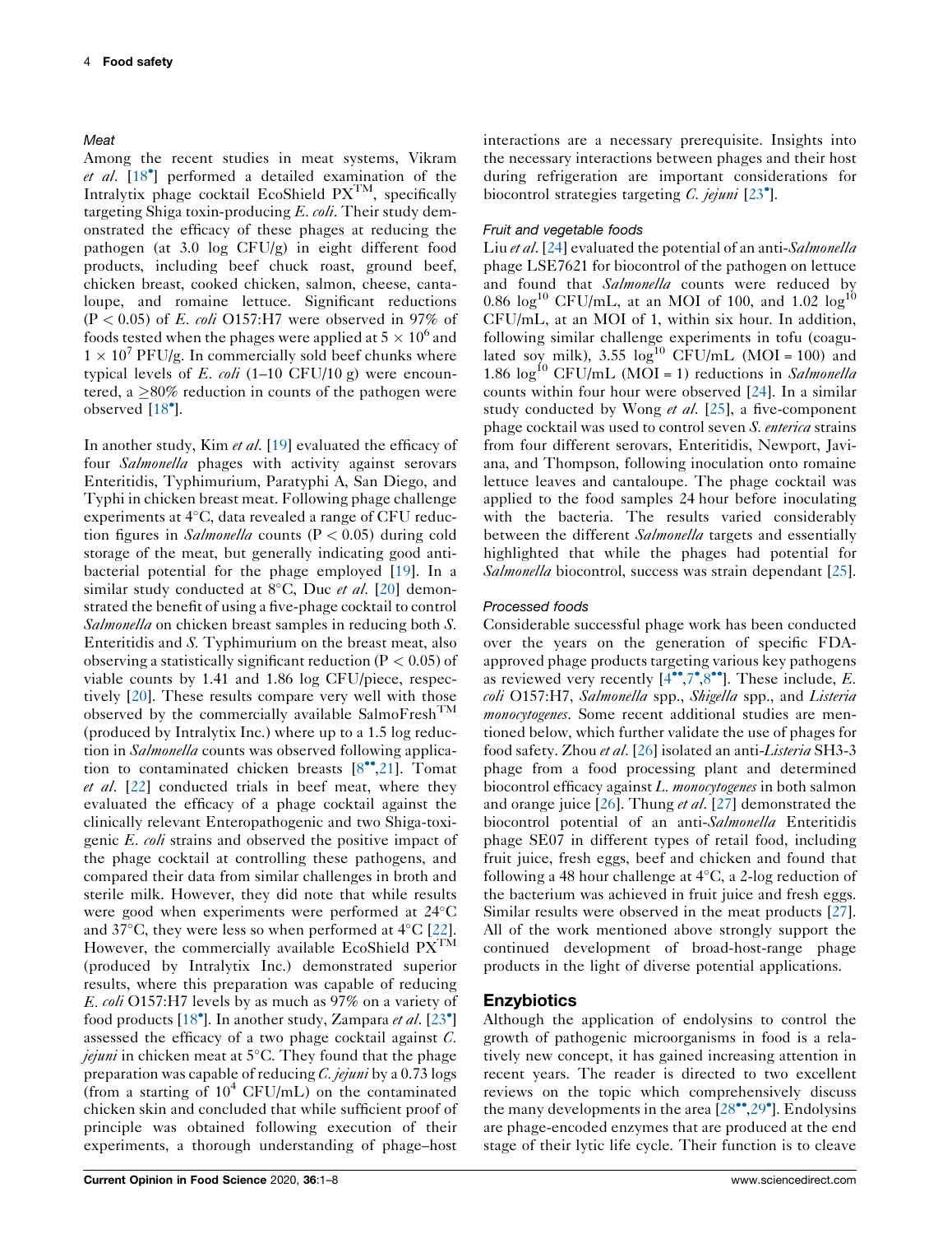### Meat

Among the recent studies in meat systems, Vikram *et al*. [18•] performed a detailed examination of the Intralytix phage cocktail EcoShield PX™, specifically targeting Shiga toxin-producing *E. coli*. Their study demonstrated the efficacy of these phages at reducing the pathogen (at 3.0 log CFU/g) in eight different food products, including beef chuck roast, ground beef, chicken breast, cooked chicken, salmon, cheese, cantaloupe, and romaine lettuce. Significant reductions ($P < 0.05$) of *E. coli* O157:H7 were observed in 97% of foods tested when the phages were applied at $5 \times 10^6$ and $1 \times 10^7$ PFU/g. In commercially sold beef chunks where typical levels of *E. coli* (1–10 CFU/10 g) were encountered, a ≥80% reduction in counts of the pathogen were observed [18•].

In another study, Kim *et al*. [19] evaluated the efficacy of four *Salmonella* phages with activity against serovars Enteritidis, Typhimurium, Paratyphi A, San Diego, and Typhi in chicken breast meat. Following phage challenge experiments at 4°C, data revealed a range of CFU reduction figures in *Salmonella* counts ($P < 0.05$) during cold storage of the meat, but generally indicating good antibacterial potential for the phage employed [19]. In a similar study conducted at 8°C, Duc *et al*. [20] demonstrated the benefit of using a five-phage cocktail to control *Salmonella* on chicken breast samples in reducing both *S.* Enteritidis and *S.* Typhimurium on the breast meat, also observing a statistically significant reduction ($P < 0.05$) of viable counts by 1.41 and 1.86 log CFU/piece, respectively [20]. These results compare very well with those observed by the commercially available SalmoFresh™ (produced by Intralytix Inc.) where up to a 1.5 log reduction in *Salmonella* counts was observed following application to contaminated chicken breasts [8••,21]. Tomat *et al*. [22] conducted trials in beef meat, where they evaluated the efficacy of a phage cocktail against the clinically relevant Enteropathogenic and two Shiga-toxigenic *E. coli* strains and observed the positive impact of the phage cocktail at controlling these pathogens, and compared their data from similar challenges in broth and sterile milk. However, they did note that while results were good when experiments were performed at 24°C and 37°C, they were less so when performed at 4°C [22]. However, the commercially available EcoShield PX™ (produced by Intralytix Inc.) demonstrated superior results, where this preparation was capable of reducing *E. coli* O157:H7 levels by as much as 97% on a variety of food products [18•]. In another study, Zampara *et al*. [23•] assessed the efficacy of a two phage cocktail against *C. jejuni* in chicken meat at 5°C. They found that the phage preparation was capable of reducing *C. jejuni* by a 0.73 logs (from a starting of $10^4$ CFU/mL) on the contaminated chicken skin and concluded that while sufficient proof of principle was obtained following execution of their experiments, a thorough understanding of phage–host interactions are a necessary prerequisite. Insights into the necessary interactions between phages and their host during refrigeration are important considerations for biocontrol strategies targeting *C. jejuni* [23•].

### Fruit and vegetable foods

Liu *et al*. [24] evaluated the potential of an anti-*Salmonella* phage LSE7621 for biocontrol of the pathogen on lettuce and found that *Salmonella* counts were reduced by 0.86 $\log^{10}$ CFU/mL, at an MOI of 100, and 1.02 $\log^{10}$ CFU/mL, at an MOI of 1, within six hour. In addition, following similar challenge experiments in tofu (coagulated soy milk), 3.55 $\log^{10}$ CFU/mL (MOI = 100) and 1.86 $\log^{10}$ CFU/mL (MOI = 1) reductions in *Salmonella* counts within four hour were observed [24]. In a similar study conducted by Wong *et al*. [25], a five-component phage cocktail was used to control seven *S. enterica* strains from four different serovars, Enteritidis, Newport, Javiana, and Thompson, following inoculation onto romaine lettuce leaves and cantaloupe. The phage cocktail was applied to the food samples 24 hour before inoculating with the bacteria. The results varied considerably between the different *Salmonella* targets and essentially highlighted that while the phages had potential for *Salmonella* biocontrol, success was strain dependant [25].

### Processed foods

Considerable successful phage work has been conducted over the years on the generation of specific FDA-approved phage products targeting various key pathogens as reviewed very recently [4••,7•,8••]. These include, *E. coli* O157:H7, *Salmonella* spp., *Shigella* spp., and *Listeria monocytogenes*. Some recent additional studies are mentioned below, which further validate the use of phages for food safety. Zhou *et al*. [26] isolated an anti-*Listeria* SH3-3 phage from a food processing plant and determined biocontrol efficacy against *L. monocytogenes* in both salmon and orange juice [26]. Thung *et al*. [27] demonstrated the biocontrol potential of an anti-*Salmonella* Enteritidis phage SE07 in different types of retail food, including fruit juice, fresh eggs, beef and chicken and found that following a 48 hour challenge at 4°C, a 2-log reduction of the bacterium was achieved in fruit juice and fresh eggs. Similar results were observed in the meat products [27]. All of the work mentioned above strongly support the continued development of broad-host-range phage products in the light of diverse potential applications.

## Enzybiotics

Although the application of endolysins to control the growth of pathogenic microorganisms in food is a relatively new concept, it has gained increasing attention in recent years. The reader is directed to two excellent reviews on the topic which comprehensively discuss the many developments in the area [28••,29•]. Endolysins are phage-encoded enzymes that are produced at the end stage of their lytic life cycle. Their function is to cleave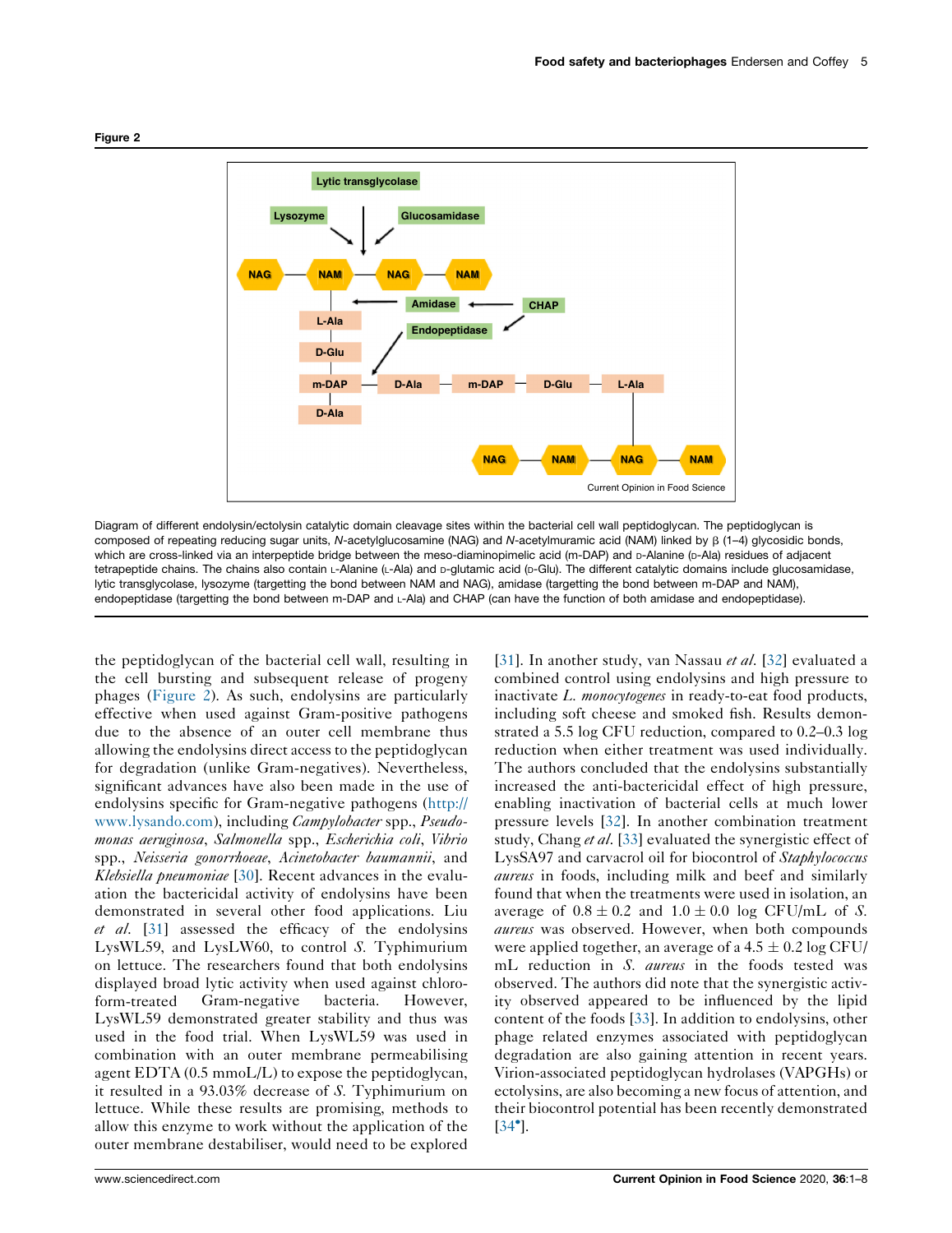**Figure 2**

Diagram of different endolysin/ectolysin catalytic domain cleavage sites within the bacterial cell wall peptidoglycan. The peptidoglycan is composed of repeating reducing sugar units, *N*-acetylglucosamine (NAG) and *N*-acetylmuramic acid (NAM) linked by β (1–4) glycosidic bonds, which are cross-linked via an interpeptide bridge between the meso-diaminopimelic acid (m-DAP) and D-Alanine (D-Ala) residues of adjacent tetrapeptide chains. The chains also contain L-Alanine (L-Ala) and D-glutamic acid (D-Glu). The different catalytic domains include glucosamidase, lytic transglycolase, lysozyme (targetting the bond between NAM and NAG), amidase (targetting the bond between m-DAP and NAM), endopeptidase (targetting the bond between m-DAP and L-Ala) and CHAP (can have the function of both amidase and endopeptidase).

the peptidoglycan of the bacterial cell wall, resulting in the cell bursting and subsequent release of progeny phages (Figure 2). As such, endolysins are particularly effective when used against Gram-positive pathogens due to the absence of an outer cell membrane thus allowing the endolysins direct access to the peptidoglycan for degradation (unlike Gram-negatives). Nevertheless, significant advances have also been made in the use of endolysins specific for Gram-negative pathogens (http://www.lysando.com), including *Campylobacter* spp., *Pseudomonas aeruginosa*, *Salmonella* spp., *Escherichia coli*, *Vibrio* spp., *Neisseria gonorrhoeae*, *Acinetobacter baumannii*, and *Klebsiella pneumoniae* [30]. Recent advances in the evaluation the bactericidal activity of endolysins have been demonstrated in several other food applications. Liu *et al.* [31] assessed the efficacy of the endolysins LysWL59, and LysLW60, to control *S.* Typhimurium on lettuce. The researchers found that both endolysins displayed broad lytic activity when used against chloroform-treated Gram-negative bacteria. However, LysWL59 demonstrated greater stability and thus was used in the food trial. When LysWL59 was used in combination with an outer membrane permeabilising agent EDTA (0.5 mmoL/L) to expose the peptidoglycan, it resulted in a 93.03% decrease of *S.* Typhimurium on lettuce. While these results are promising, methods to allow this enzyme to work without the application of the outer membrane destabiliser, would need to be explored [31]. In another study, van Nassau *et al.* [32] evaluated a combined control using endolysins and high pressure to inactivate *L. monocytogenes* in ready-to-eat food products, including soft cheese and smoked fish. Results demonstrated a 5.5 log CFU reduction, compared to 0.2–0.3 log reduction when either treatment was used individually. The authors concluded that the endolysins substantially increased the anti-bactericidal effect of high pressure, enabling inactivation of bacterial cells at much lower pressure levels [32]. In another combination treatment study, Chang *et al.* [33] evaluated the synergistic effect of LysSA97 and carvacrol oil for biocontrol of *Staphylococcus aureus* in foods, including milk and beef and similarly found that when the treatments were used in isolation, an average of $0.8 \pm 0.2$ and $1.0 \pm 0.0$ log CFU/mL of *S. aureus* was observed. However, when both compounds were applied together, an average of a $4.5 \pm 0.2$ log CFU/mL reduction in *S. aureus* in the foods tested was observed. The authors did note that the synergistic activity observed appeared to be influenced by the lipid content of the foods [33]. In addition to endolysins, other phage related enzymes associated with peptidoglycan degradation are also gaining attention in recent years. Virion-associated peptidoglycan hydrolases (VAPGHs) or ectolysins, are also becoming a new focus of attention, and their biocontrol potential has been recently demonstrated [34•].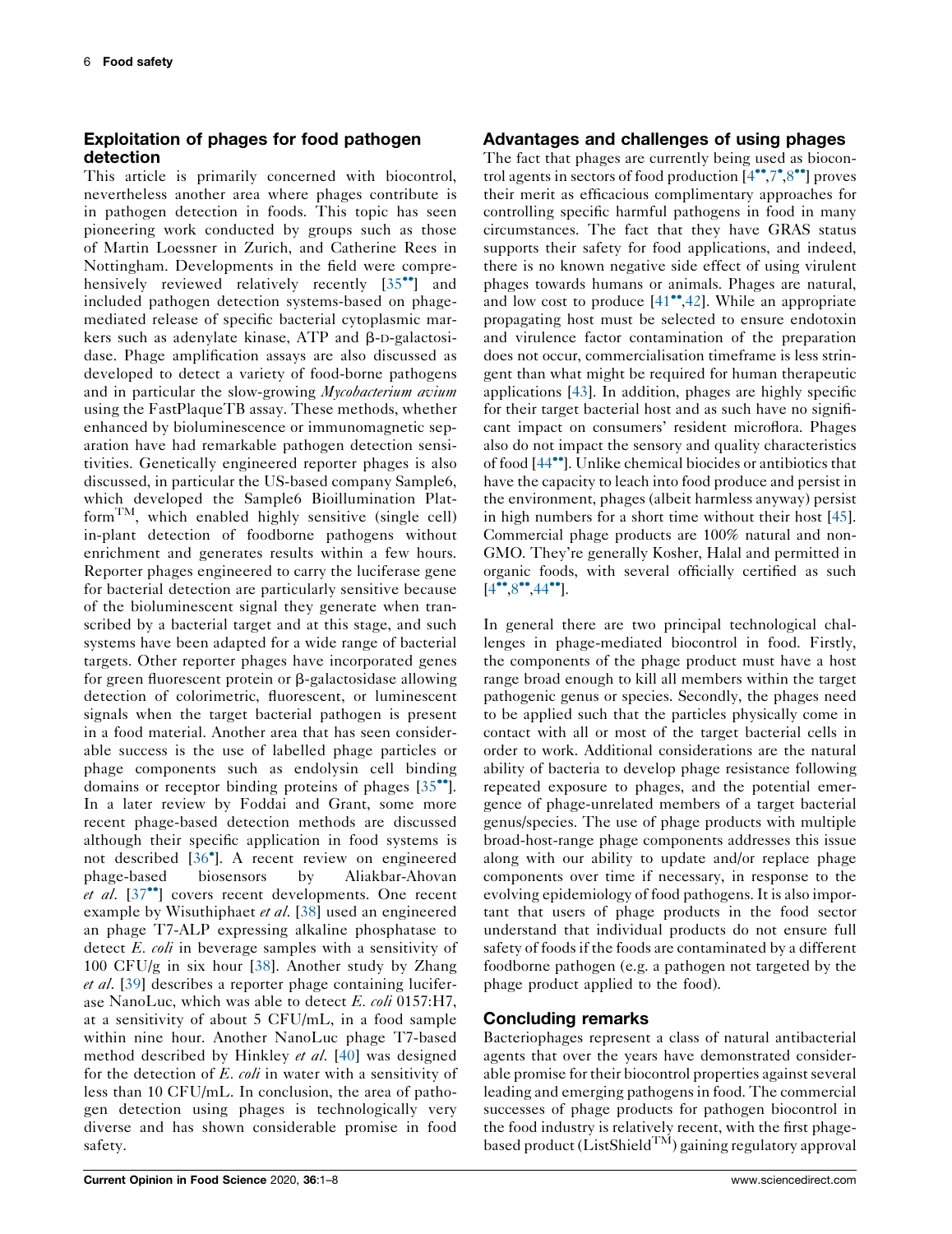## Exploitation of phages for food pathogen detection

This article is primarily concerned with biocontrol, nevertheless another area where phages contribute is in pathogen detection in foods. This topic has seen pioneering work conducted by groups such as those of Martin Loessner in Zurich, and Catherine Rees in Nottingham. Developments in the field were comprehensively reviewed relatively recently [35••] and included pathogen detection systems-based on phage-mediated release of specific bacterial cytoplasmic markers such as adenylate kinase, ATP and β-D-galactosidase. Phage amplification assays are also discussed as developed to detect a variety of food-borne pathogens and in particular the slow-growing *Mycobacterium avium* using the FastPlaqueTB assay. These methods, whether enhanced by bioluminescence or immunomagnetic separation have had remarkable pathogen detection sensitivities. Genetically engineered reporter phages is also discussed, in particular the US-based company Sample6, which developed the Sample6 Bioillumination Platform[TM], which enabled highly sensitive (single cell) in-plant detection of foodborne pathogens without enrichment and generates results within a few hours. Reporter phages engineered to carry the luciferase gene for bacterial detection are particularly sensitive because of the bioluminescent signal they generate when transcribed by a bacterial target and at this stage, and such systems have been adapted for a wide range of bacterial targets. Other reporter phages have incorporated genes for green fluorescent protein or β-galactosidase allowing detection of colorimetric, fluorescent, or luminescent signals when the target bacterial pathogen is present in a food material. Another area that has seen considerable success is the use of labelled phage particles or phage components such as endolysin cell binding domains or receptor binding proteins of phages [35••]. In a later review by Foddai and Grant, some more recent phage-based detection methods are discussed although their specific application in food systems is not described [36•]. A recent review on engineered phage-based biosensors by Aliakbar-Ahovan *et al.* [37••] covers recent developments. One recent example by Wisuthiphaet *et al.* [38] used an engineered an phage T7-ALP expressing alkaline phosphatase to detect *E. coli* in beverage samples with a sensitivity of 100 CFU/g in six hour [38]. Another study by Zhang *et al.* [39] describes a reporter phage containing luciferase NanoLuc, which was able to detect *E. coli* 0157:H7, at a sensitivity of about 5 CFU/mL, in a food sample within nine hour. Another NanoLuc phage T7-based method described by Hinkley *et al.* [40] was designed for the detection of *E. coli* in water with a sensitivity of less than 10 CFU/mL. In conclusion, the area of pathogen detection using phages is technologically very diverse and has shown considerable promise in food safety.

## Advantages and challenges of using phages

The fact that phages are currently being used as biocontrol agents in sectors of food production [4••,7•,8••] proves their merit as efficacious complimentary approaches for controlling specific harmful pathogens in food in many circumstances. The fact that they have GRAS status supports their safety for food applications, and indeed, there is no known negative side effect of using virulent phages towards humans or animals. Phages are natural, and low cost to produce [41••,42]. While an appropriate propagating host must be selected to ensure endotoxin and virulence factor contamination of the preparation does not occur, commercialisation timeframe is less stringent than what might be required for human therapeutic applications [43]. In addition, phages are highly specific for their target bacterial host and as such have no significant impact on consumers' resident microflora. Phages also do not impact the sensory and quality characteristics of food [44••]. Unlike chemical biocides or antibiotics that have the capacity to leach into food produce and persist in the environment, phages (albeit harmless anyway) persist in high numbers for a short time without their host [45]. Commercial phage products are 100% natural and non-GMO. They're generally Kosher, Halal and permitted in organic foods, with several officially certified as such [4••,8••,44••].

In general there are two principal technological challenges in phage-mediated biocontrol in food. Firstly, the components of the phage product must have a host range broad enough to kill all members within the target pathogenic genus or species. Secondly, the phages need to be applied such that the particles physically come in contact with all or most of the target bacterial cells in order to work. Additional considerations are the natural ability of bacteria to develop phage resistance following repeated exposure to phages, and the potential emergence of phage-unrelated members of a target bacterial genus/species. The use of phage products with multiple broad-host-range phage components addresses this issue along with our ability to update and/or replace phage components over time if necessary, in response to the evolving epidemiology of food pathogens. It is also important that users of phage products in the food sector understand that individual products do not ensure full safety of foods if the foods are contaminated by a different foodborne pathogen (e.g. a pathogen not targeted by the phage product applied to the food).

## Concluding remarks

Bacteriophages represent a class of natural antibacterial agents that over the years have demonstrated considerable promise for their biocontrol properties against several leading and emerging pathogens in food. The commercial successes of phage products for pathogen biocontrol in the food industry is relatively recent, with the first phage-based product (ListShield[TM]) gaining regulatory approval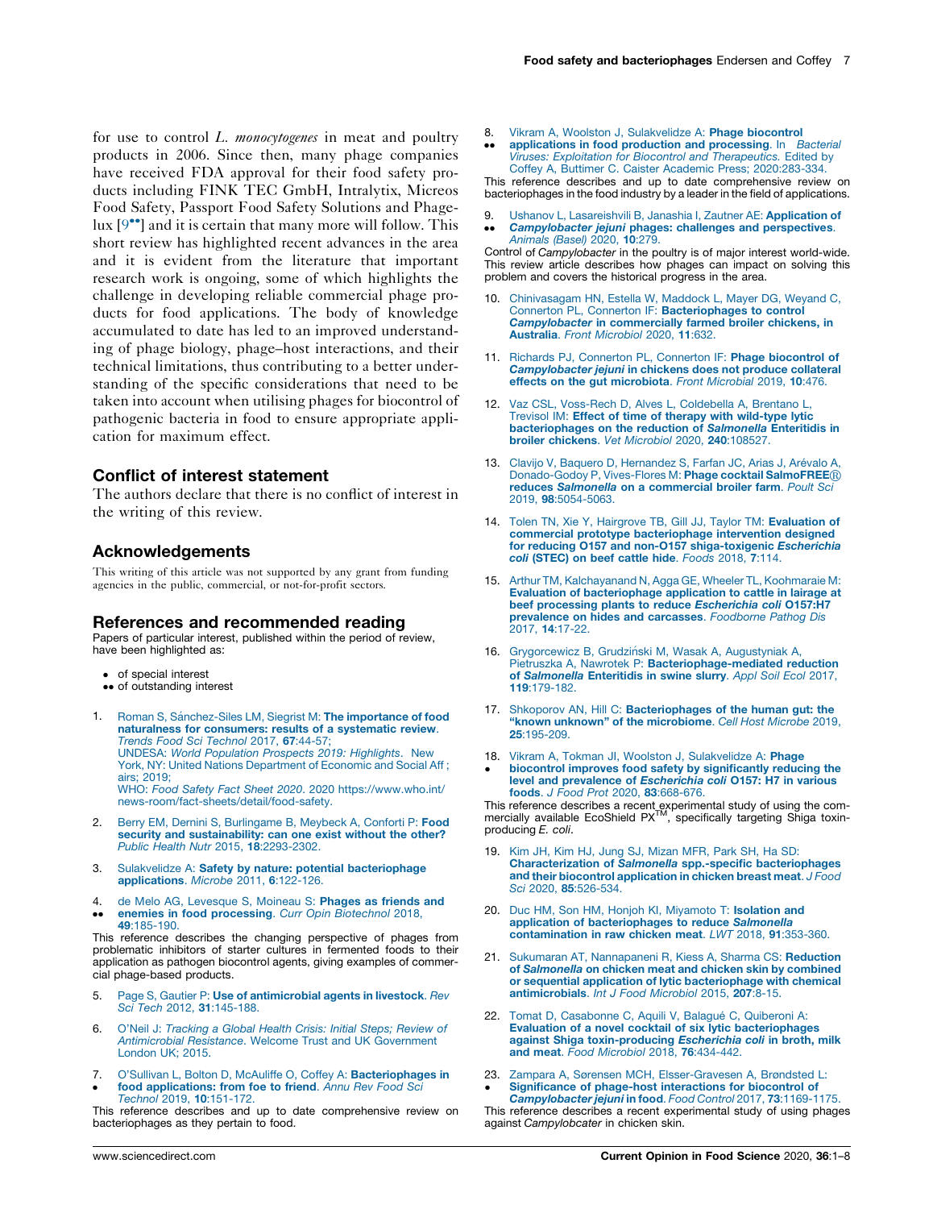for use to control *L. monocytogenes* in meat and poultry products in 2006. Since then, many phage companies have received FDA approval for their food safety products including FINK TEC GmbH, Intralytix, Micreos Food Safety, Passport Food Safety Solutions and Phagelux [9••] and it is certain that many more will follow. This short review has highlighted recent advances in the area and it is evident from the literature that important research work is ongoing, some of which highlights the challenge in developing reliable commercial phage products for food applications. The body of knowledge accumulated to date has led to an improved understanding of phage biology, phage–host interactions, and their technical limitations, thus contributing to a better understanding of the specific considerations that need to be taken into account when utilising phages for biocontrol of pathogenic bacteria in food to ensure appropriate application for maximum effect.

## Conflict of interest statement

The authors declare that there is no conflict of interest in the writing of this review.

## Acknowledgements

This writing of this article was not supported by any grant from funding agencies in the public, commercial, or not-for-profit sectors.

## References and recommended reading

Papers of particular interest, published within the period of review, have been highlighted as:

- • of special interest
- •• of outstanding interest

1. Roman S, Sánchez-Siles LM, Siegrist M: **The importance of food naturalness for consumers: results of a systematic review**. *Trends Food Sci Technol* 2017, **67**:44-57; UNDESA: *World Population Prospects 2019: Highlights*. New York, NY: United Nations Department of Economic and Social Aff ; airs; 2019; WHO: *Food Safety Fact Sheet 2020*. 2020 https://www.who.int/news-room/fact-sheets/detail/food-safety.

2. Berry EM, Dernini S, Burlingame B, Meybeck A, Conforti P: **Food security and sustainability: can one exist without the other?** *Public Health Nutr* 2015, **18**:2293-2302.

3. Sulakvelidze A: **Safety by nature: potential bacteriophage applications**. *Microbe* 2011, **6**:122-126.

4. •• de Melo AG, Levesque S, Moineau S: **Phages as friends and enemies in food processing**. *Curr Opin Biotechnol* 2018, **49**:185-190.
This reference describes the changing perspective of phages from problematic inhibitors of starter cultures in fermented foods to their application as pathogen biocontrol agents, giving examples of commercial phage-based products.

5. Page S, Gautier P: **Use of antimicrobial agents in livestock**. *Rev Sci Tech* 2012, **31**:145-188.

6. O'Neil J: *Tracking a Global Health Crisis: Initial Steps; Review of Antimicrobial Resistance*. Welcome Trust and UK Government London UK; 2015.

7. • O'Sullivan L, Bolton D, McAuliffe O, Coffey A: **Bacteriophages in food applications: from foe to friend**. *Annu Rev Food Sci Technol* 2019, **10**:151-172.
This reference describes and up to date comprehensive review on bacteriophages as they pertain to food.

8. •• Vikram A, Woolston J, Sulakvelidze A: **Phage biocontrol applications in food production and processing**. In *Bacterial Viruses: Exploitation for Biocontrol and Therapeutics*. Edited by Coffey A, Buttimer C. Caister Academic Press; 2020:283-334.
This reference describes and up to date comprehensive review on bacteriophages in the food industry by a leader in the field of applications.

9. •• Ushanov L, Lasareishvili B, Janashia I, Zautner AE: **Application of *Campylobacter jejuni* phages: challenges and perspectives**. *Animals (Basel)* 2020, **10**:279.
Control of *Campylobacter* in the poultry is of major interest world-wide. This review article describes how phages can impact on solving this problem and covers the historical progress in the area.

10. Chinivasagam HN, Estella W, Maddock L, Mayer DG, Weyand C, Connerton PL, Connerton IF: **Bacteriophages to control *Campylobacter* in commercially farmed broiler chickens, in Australia**. *Front Microbiol* 2020, **11**:632.

11. Richards PJ, Connerton PL, Connerton IF: **Phage biocontrol of *Campylobacter jejuni* in chickens does not produce collateral effects on the gut microbiota**. *Front Microbial* 2019, **10**:476.

12. Vaz CSL, Voss-Rech D, Alves L, Coldebella A, Brentano L, Trevisol IM: **Effect of time of therapy with wild-type lytic bacteriophages on the reduction of *Salmonella* Enteritidis in broiler chickens**. *Vet Microbiol* 2020, **240**:108527.

13. Clavijo V, Baquero D, Hernandez S, Farfan JC, Arias J, Arévalo A, Donado-Godoy P, Vives-Flores M: **Phage cocktail SalmoFREE® reduces *Salmonella* on a commercial broiler farm**. *Poult Sci* 2019, **98**:5054-5063.

14. Tolen TN, Xie Y, Hairgrove TB, Gill JJ, Taylor TM: **Evaluation of commercial prototype bacteriophage intervention designed for reducing O157 and non-O157 shiga-toxigenic *Escherichia coli* (STEC) on beef cattle hide**. *Foods* 2018, **7**:114.

15. Arthur TM, Kalchayanand N, Agga GE, Wheeler TL, Koohmaraie M: **Evaluation of bacteriophage application to cattle in lairage at beef processing plants to reduce *Escherichia coli* O157:H7 prevalence on hides and carcasses**. *Foodborne Pathog Dis* 2017, **14**:17-22.

16. Grygorcewicz B, Grudziński M, Wasak A, Augustyniak A, Pietruszka A, Nawrotek P: **Bacteriophage-mediated reduction of *Salmonella* Enteritidis in swine slurry**. *Appl Soil Ecol* 2017, **119**:179-182.

17. Shkoporov AN, Hill C: **Bacteriophages of the human gut: the "known unknown" of the microbiome**. *Cell Host Microbe* 2019, **25**:195-209.

18. • Vikram A, Tokman JI, Woolston J, Sulakvelidze A: **Phage biocontrol improves food safety by significantly reducing the level and prevalence of *Escherichia coli* O157: H7 in various foods**. *J Food Prot* 2020, **83**:668-676.
This reference describes a recent experimental study of using the commercially available EcoShield PX™, specifically targeting Shiga toxin-producing *E. coli*.

19. Kim JH, Kim HJ, Jung SJ, Mizan MFR, Park SH, Ha SD: **Characterization of *Salmonella* spp.-specific bacteriophages and their biocontrol application in chicken breast meat**. *J Food Sci* 2020, **85**:526-534.

20. Duc HM, Son HM, Honjoh KI, Miyamoto T: **Isolation and application of bacteriophages to reduce *Salmonella* contamination in raw chicken meat**. *LWT* 2018, **91**:353-360.

21. Sukumaran AT, Nannapaneni R, Kiess A, Sharma CS: **Reduction of *Salmonella* on chicken meat and chicken skin by combined or sequential application of lytic bacteriophage with chemical antimicrobials**. *Int J Food Microbiol* 2015, **207**:8-15.

22. Tomat D, Casabonne C, Aquili V, Balagué C, Quiberoni A: **Evaluation of a novel cocktail of six lytic bacteriophages against Shiga toxin-producing *Escherichia coli* in broth, milk and meat**. *Food Microbiol* 2018, **76**:434-442.

23. • Zampara A, Sørensen MCH, Elsser-Gravesen A, Brøndsted L: **Significance of phage-host interactions for biocontrol of *Campylobacter jejuni* in food**. *Food Control* 2017, **73**:1169-1175.
This reference describes a recent experimental study of using phages against *Campylobcater* in chicken skin.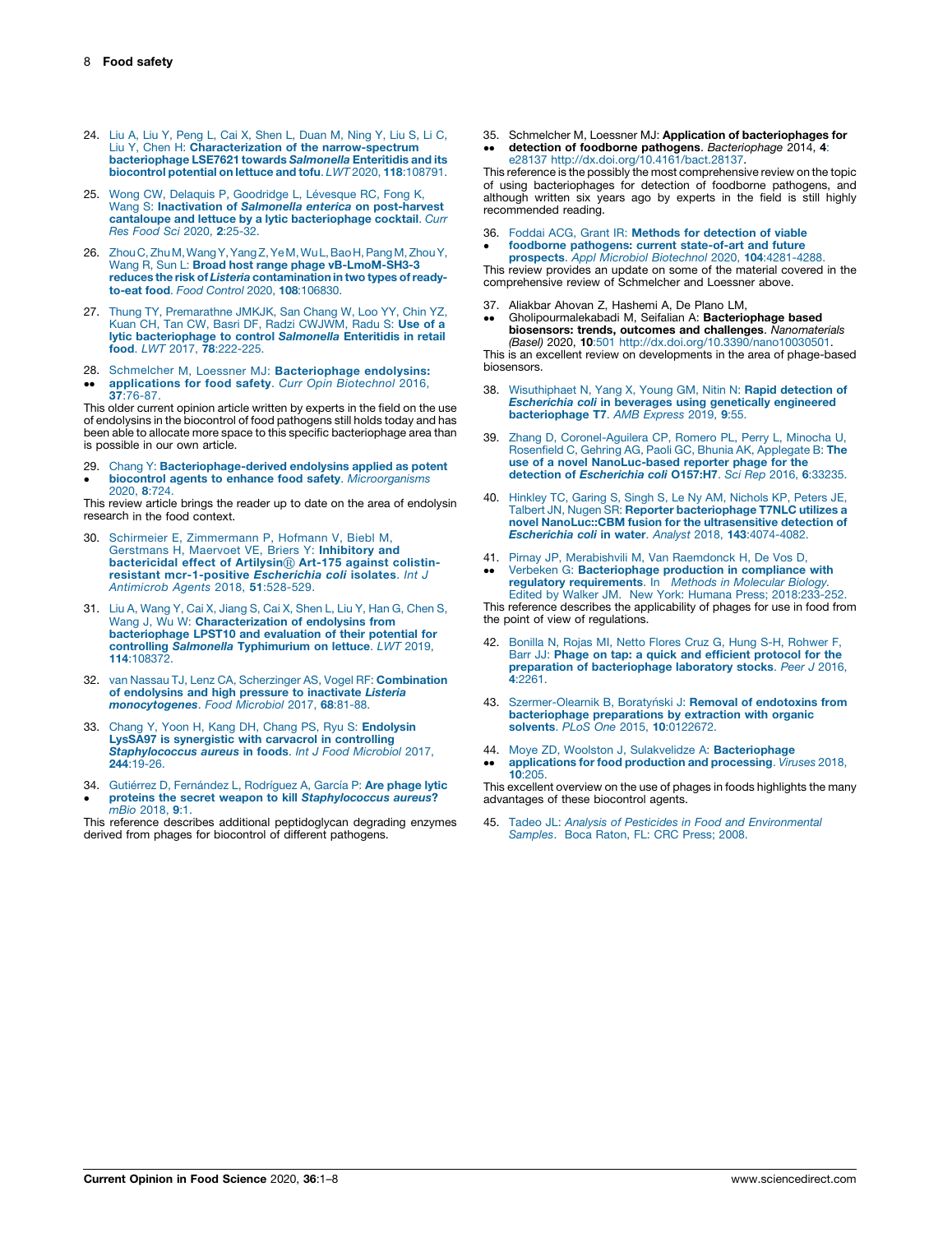24. Liu A, Liu Y, Peng L, Cai X, Shen L, Duan M, Ning Y, Liu S, Li C, Liu Y, Chen H: **Characterization of the narrow-spectrum bacteriophage LSE7621 towards *Salmonella* Enteritidis and its biocontrol potential on lettuce and tofu**. *LWT* 2020, **118**:108791.

25. Wong CW, Delaquis P, Goodridge L, Lévesque RC, Fong K, Wang S: **Inactivation of *Salmonella enterica* on post-harvest cantaloupe and lettuce by a lytic bacteriophage cocktail**. *Curr Res Food Sci* 2020, **2**:25-32.

26. Zhou C, Zhu M, Wang Y, Yang Z, Ye M, Wu L, Bao H, Pang M, Zhou Y, Wang R, Sun L: **Broad host range phage vB-LmoM-SH3-3 reduces the risk of *Listeria* contamination in two types of ready-to-eat food**. *Food Control* 2020, **108**:106830.

27. Thung TY, Premarathne JMKJK, San Chang W, Loo YY, Chin YZ, Kuan CH, Tan CW, Basri DF, Radzi CWJWM, Radu S: **Use of a lytic bacteriophage to control *Salmonella* Enteritidis in retail food**. *LWT* 2017, **78**:222-225.

28. •• Schmelcher M, Loessner MJ: **Bacteriophage endolysins: applications for food safety**. *Curr Opin Biotechnol* 2016, **37**:76-87.
This older current opinion article written by experts in the field on the use of endolysins in the biocontrol of food pathogens still holds today and has been able to allocate more space to this specific bacteriophage area than is possible in our own article.

29. • Chang Y: **Bacteriophage-derived endolysins applied as potent biocontrol agents to enhance food safety**. *Microorganisms* 2020, **8**:724.
This review article brings the reader up to date on the area of endolysin research in the food context.

30. Schirmeier E, Zimmermann P, Hofmann V, Biebl M, Gerstmans H, Maervoet VE, Briers Y: **Inhibitory and bactericidal effect of Artilysin® Art-175 against colistin-resistant mcr-1-positive *Escherichia coli* isolates**. *Int J Antimicrob Agents* 2018, **51**:528-529.

31. Liu A, Wang Y, Cai X, Jiang S, Cai X, Shen L, Liu Y, Han G, Chen S, Wang J, Wu W: **Characterization of endolysins from bacteriophage LPST10 and evaluation of their potential for controlling *Salmonella* Typhimurium on lettuce**. *LWT* 2019, **114**:108372.

32. van Nassau TJ, Lenz CA, Scherzinger AS, Vogel RF: **Combination of endolysins and high pressure to inactivate *Listeria monocytogenes***. *Food Microbiol* 2017, **68**:81-88.

33. Chang Y, Yoon H, Kang DH, Chang PS, Ryu S: **Endolysin LysSA97 is synergistic with carvacrol in controlling *Staphylococcus aureus* in foods**. *Int J Food Microbiol* 2017, **244**:19-26.

34. • Gutiérrez D, Fernández L, Rodríguez A, García P: **Are phage lytic proteins the secret weapon to kill *Staphylococcus aureus*?** *mBio* 2018, **9**:1.
This reference describes additional peptidoglycan degrading enzymes derived from phages for biocontrol of different pathogens.

35. •• Schmelcher M, Loessner MJ: **Application of bacteriophages for detection of foodborne pathogens**. *Bacteriophage* 2014, **4**: e28137 http://dx.doi.org/10.4161/bact.28137.
This reference is the possibly the most comprehensive review on the topic of using bacteriophages for detection of foodborne pathogens, and although written six years ago by experts in the field is still highly recommended reading.

36. • Foddai ACG, Grant IR: **Methods for detection of viable foodborne pathogens: current state-of-art and future prospects**. *Appl Microbiol Biotechnol* 2020, **104**:4281-4288.
This review provides an update on some of the material covered in the comprehensive review of Schmelcher and Loessner above.

37. •• Aliakbar Ahovan Z, Hashemi A, De Plano LM, Gholipourmalekabadi M, Seifalian A: **Bacteriophage based biosensors: trends, outcomes and challenges**. *Nanomaterials (Basel)* 2020, **10**:501 http://dx.doi.org/10.3390/nano10030501.
This is an excellent review on developments in the area of phage-based biosensors.

38. Wisuthiphaet N, Yang X, Young GM, Nitin N: **Rapid detection of *Escherichia coli* in beverages using genetically engineered bacteriophage T7**. *AMB Express* 2019, **9**:55.

39. Zhang D, Coronel-Aguilera CP, Romero PL, Perry L, Minocha U, Rosenfield C, Gehring AG, Paoli GC, Bhunia AK, Applegate B: **The use of a novel NanoLuc-based reporter phage for the detection of *Escherichia coli* O157:H7**. *Sci Rep* 2016, **6**:33235.

40. Hinkley TC, Garing S, Singh S, Le Ny AM, Nichols KP, Peters JE, Talbert JN, Nugen SR: **Reporter bacteriophage T7NLC utilizes a novel NanoLuc::CBM fusion for the ultrasensitive detection of *Escherichia coli* in water**. *Analyst* 2018, **143**:4074-4082.

41. •• Pirnay JP, Merabishvili M, Van Raemdonck H, De Vos D, Verbeken G: **Bacteriophage production in compliance with regulatory requirements**. In *Methods in Molecular Biology*. Edited by Walker JM. New York: Humana Press; 2018:233-252.
This reference describes the applicability of phages for use in food from the point of view of regulations.

42. Bonilla N, Rojas MI, Netto Flores Cruz G, Hung S-H, Rohwer F, Barr JJ: **Phage on tap: a quick and efficient protocol for the preparation of bacteriophage laboratory stocks**. *Peer J* 2016, **4**:2261.

43. Szermer-Olearnik B, Boratyński J: **Removal of endotoxins from bacteriophage preparations by extraction with organic solvents**. *PLoS One* 2015, **10**:0122672.

44. •• Moye ZD, Woolston J, Sulakvelidze A: **Bacteriophage applications for food production and processing**. *Viruses* 2018, **10**:205.
This excellent overview on the use of phages in foods highlights the many advantages of these biocontrol agents.

45. Tadeo JL: *Analysis of Pesticides in Food and Environmental Samples*. Boca Raton, FL: CRC Press; 2008.